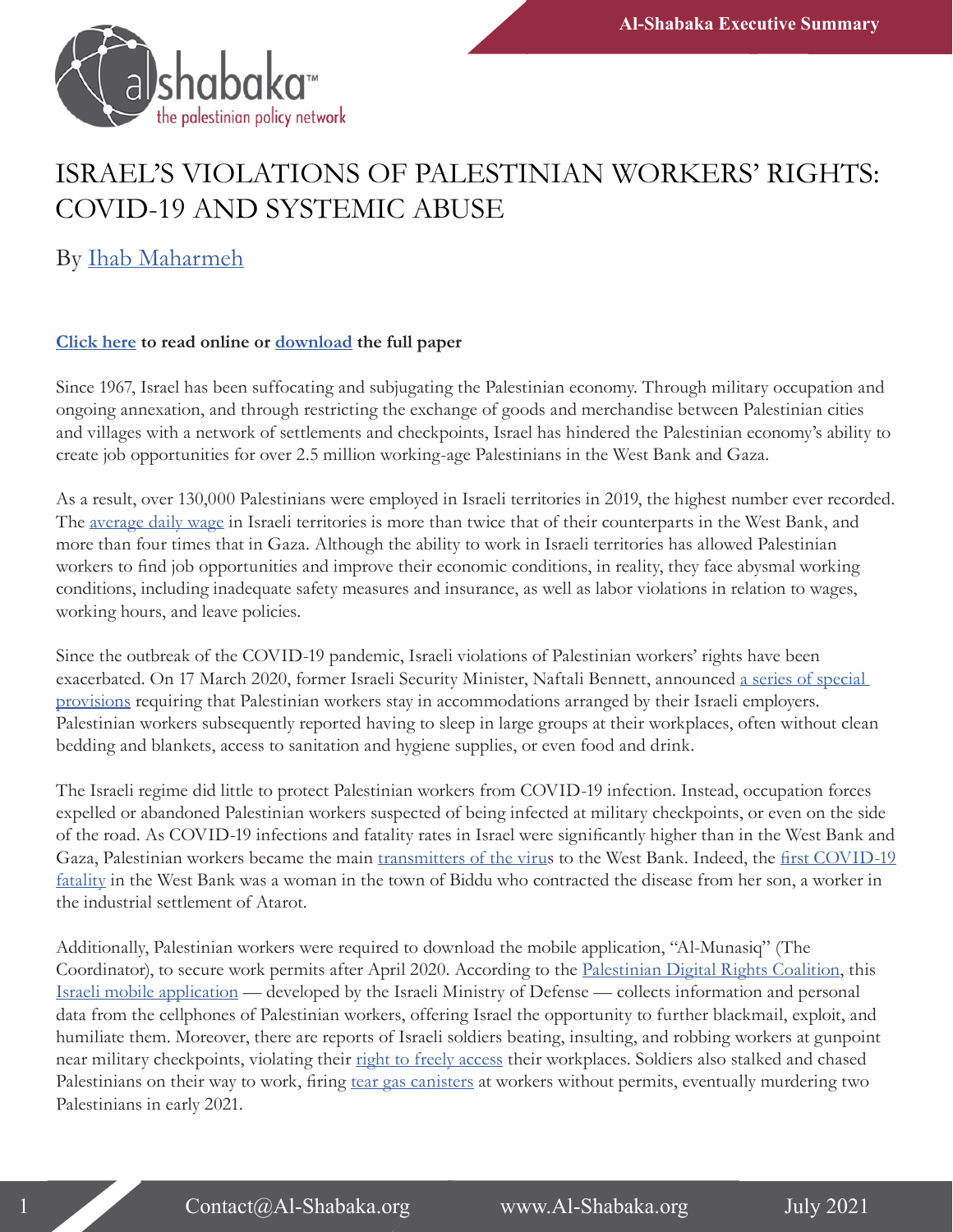Al-Shabaka Executive Summary

# ISRAEL'S VIOLATIONS OF PALESTINIAN WORKERS' RIGHTS: COVID-19 AND SYSTEMIC ABUSE

By Ihab Maharmeh

**Click here to read online or download the full paper**

Since 1967, Israel has been suffocating and subjugating the Palestinian economy. Through military occupation and ongoing annexation, and through restricting the exchange of goods and merchandise between Palestinian cities and villages with a network of settlements and checkpoints, Israel has hindered the Palestinian economy's ability to create job opportunities for over 2.5 million working-age Palestinians in the West Bank and Gaza.

As a result, over 130,000 Palestinians were employed in Israeli territories in 2019, the highest number ever recorded. The average daily wage in Israeli territories is more than twice that of their counterparts in the West Bank, and more than four times that in Gaza. Although the ability to work in Israeli territories has allowed Palestinian workers to find job opportunities and improve their economic conditions, in reality, they face abysmal working conditions, including inadequate safety measures and insurance, as well as labor violations in relation to wages, working hours, and leave policies.

Since the outbreak of the COVID-19 pandemic, Israeli violations of Palestinian workers' rights have been exacerbated. On 17 March 2020, former Israeli Security Minister, Naftali Bennett, announced a series of special provisions requiring that Palestinian workers stay in accommodations arranged by their Israeli employers. Palestinian workers subsequently reported having to sleep in large groups at their workplaces, often without clean bedding and blankets, access to sanitation and hygiene supplies, or even food and drink.

The Israeli regime did little to protect Palestinian workers from COVID-19 infection. Instead, occupation forces expelled or abandoned Palestinian workers suspected of being infected at military checkpoints, or even on the side of the road. As COVID-19 infections and fatality rates in Israel were significantly higher than in the West Bank and Gaza, Palestinian workers became the main transmitters of the virus to the West Bank. Indeed, the first COVID-19 fatality in the West Bank was a woman in the town of Biddu who contracted the disease from her son, a worker in the industrial settlement of Atarot.

Additionally, Palestinian workers were required to download the mobile application, "Al-Munasiq" (The Coordinator), to secure work permits after April 2020. According to the Palestinian Digital Rights Coalition, this Israeli mobile application — developed by the Israeli Ministry of Defense — collects information and personal data from the cellphones of Palestinian workers, offering Israel the opportunity to further blackmail, exploit, and humiliate them. Moreover, there are reports of Israeli soldiers beating, insulting, and robbing workers at gunpoint near military checkpoints, violating their right to freely access their workplaces. Soldiers also stalked and chased Palestinians on their way to work, firing tear gas canisters at workers without permits, eventually murdering two Palestinians in early 2021.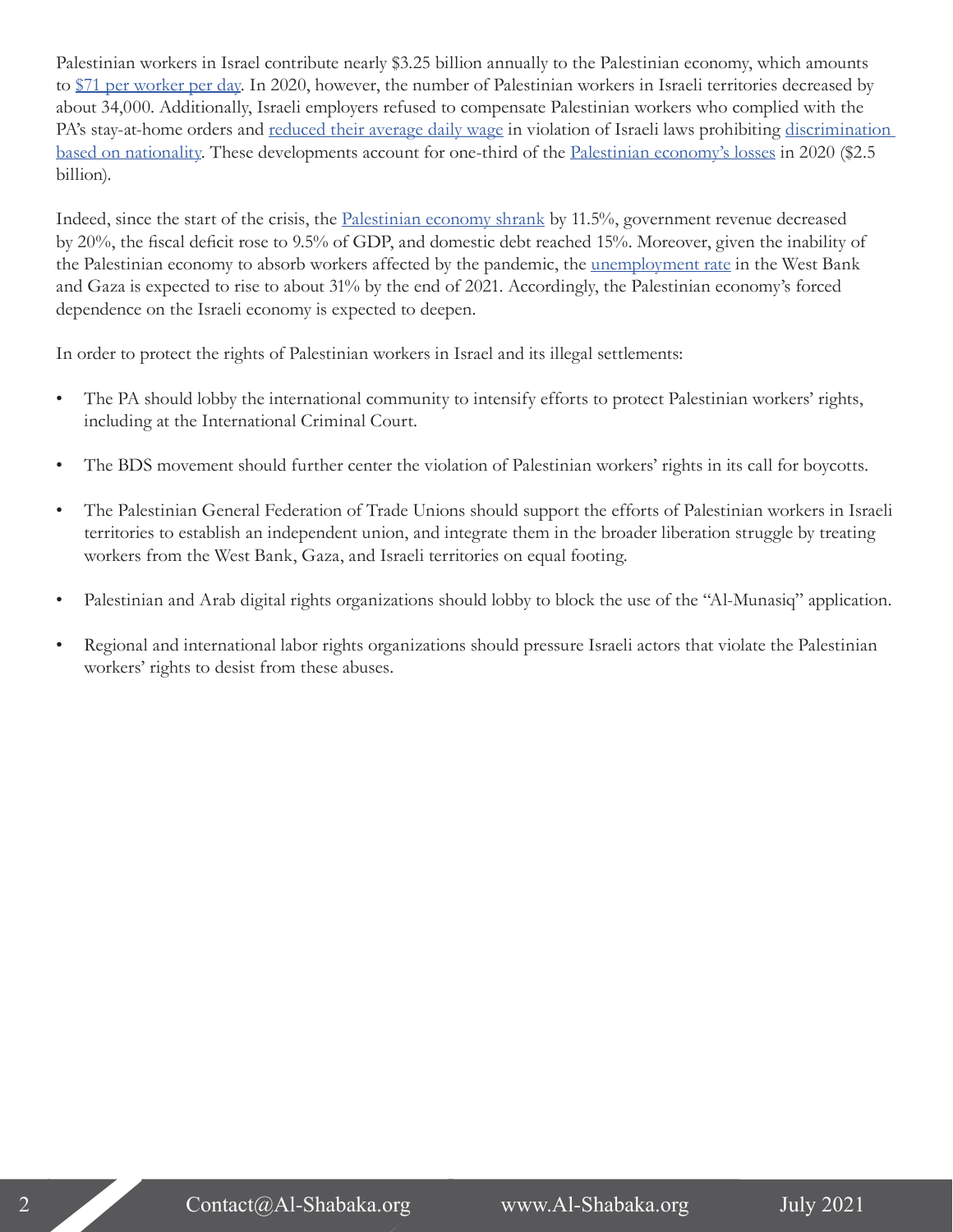Palestinian workers in Israel contribute nearly $3.25 billion annually to the Palestinian economy, which amounts to $71 per worker per day. In 2020, however, the number of Palestinian workers in Israeli territories decreased by about 34,000. Additionally, Israeli employers refused to compensate Palestinian workers who complied with the PA's stay-at-home orders and reduced their average daily wage in violation of Israeli laws prohibiting discrimination based on nationality. These developments account for one-third of the Palestinian economy's losses in 2020 ($2.5 billion).

Indeed, since the start of the crisis, the Palestinian economy shrank by 11.5%, government revenue decreased by 20%, the fiscal deficit rose to 9.5% of GDP, and domestic debt reached 15%. Moreover, given the inability of the Palestinian economy to absorb workers affected by the pandemic, the unemployment rate in the West Bank and Gaza is expected to rise to about 31% by the end of 2021. Accordingly, the Palestinian economy's forced dependence on the Israeli economy is expected to deepen.

In order to protect the rights of Palestinian workers in Israel and its illegal settlements:

- The PA should lobby the international community to intensify efforts to protect Palestinian workers' rights, including at the International Criminal Court.
- The BDS movement should further center the violation of Palestinian workers' rights in its call for boycotts.
- The Palestinian General Federation of Trade Unions should support the efforts of Palestinian workers in Israeli territories to establish an independent union, and integrate them in the broader liberation struggle by treating workers from the West Bank, Gaza, and Israeli territories on equal footing.
- Palestinian and Arab digital rights organizations should lobby to block the use of the "Al-Munasiq" application.
- Regional and international labor rights organizations should pressure Israeli actors that violate the Palestinian workers' rights to desist from these abuses.